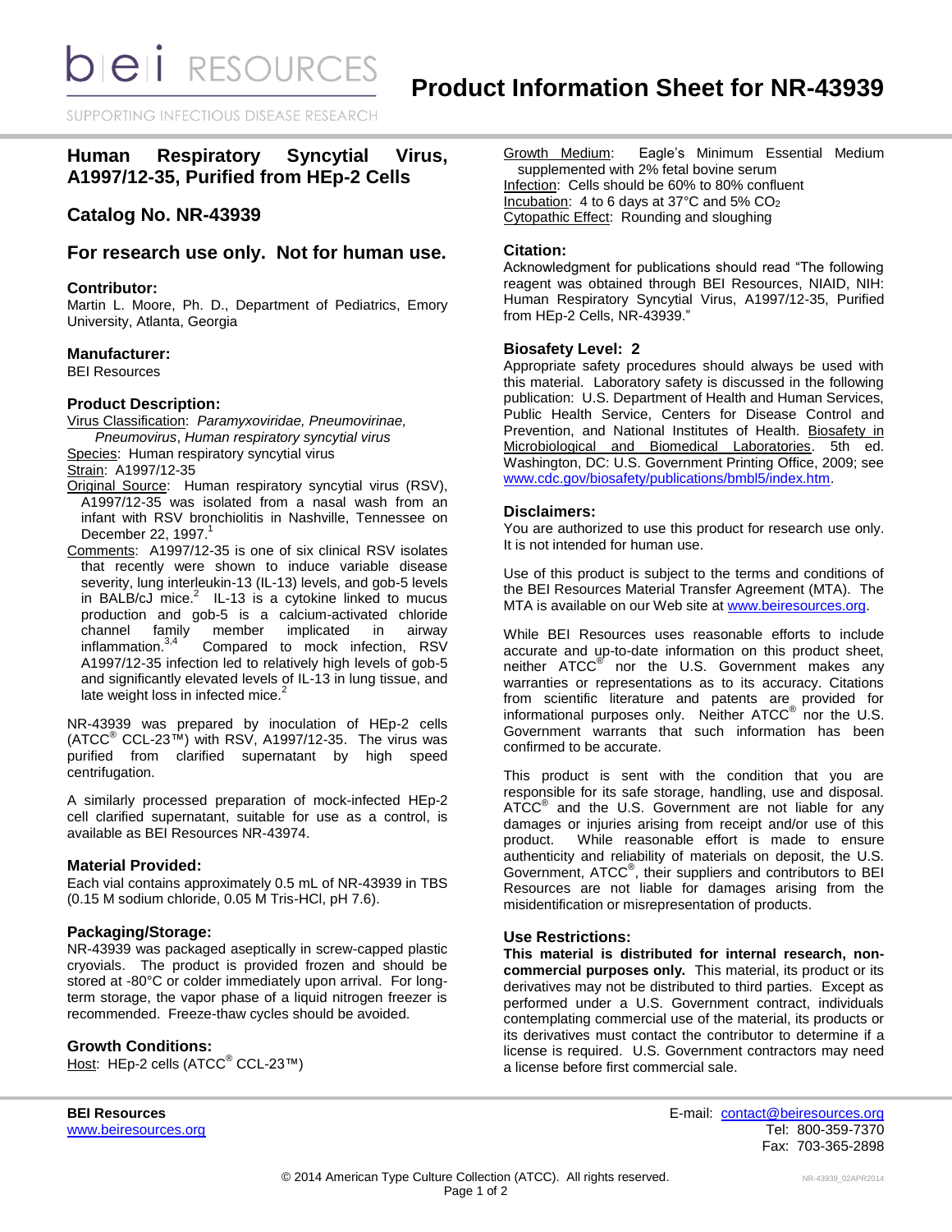# Product Information Sheet for NR-43939

## Human Respiratory Syncytial Virus, A1997/12-35, Purified from HEp-2 Cells

## Catalog No. NR-43939

## For research use only. Not for human use.

### Contributor:

Martin L. Moore, Ph. D., Department of Pediatrics, Emory University, Atlanta, Georgia

### Manufacturer:

BEI Resources

### Product Description:

Virus Classification: *Paramyxoviridae, Pneumovirinae, Pneumovirus*, *Human respiratory syncytial virus*
Species: Human respiratory syncytial virus
Strain: A1997/12-35
Original Source: Human respiratory syncytial virus (RSV), A1997/12-35 was isolated from a nasal wash from an infant with RSV bronchiolitis in Nashville, Tennessee on December 22, 1997.[1]
Comments: A1997/12-35 is one of six clinical RSV isolates that recently were shown to induce variable disease severity, lung interleukin-13 (IL-13) levels, and gob-5 levels in BALB/cJ mice.[2] IL-13 is a cytokine linked to mucus production and gob-5 is a calcium-activated chloride channel family member implicated in airway inflammation.[3,4] Compared to mock infection, RSV A1997/12-35 infection led to relatively high levels of gob-5 and significantly elevated levels of IL-13 in lung tissue, and late weight loss in infected mice.[2]

NR-43939 was prepared by inoculation of HEp-2 cells (ATCC® CCL-23™) with RSV, A1997/12-35. The virus was purified from clarified supernatant by high speed centrifugation.

A similarly processed preparation of mock-infected HEp-2 cell clarified supernatant, suitable for use as a control, is available as BEI Resources NR-43974.

### Material Provided:

Each vial contains approximately 0.5 mL of NR-43939 in TBS (0.15 M sodium chloride, 0.05 M Tris-HCl, pH 7.6).

### Packaging/Storage:

NR-43939 was packaged aseptically in screw-capped plastic cryovials. The product is provided frozen and should be stored at -80°C or colder immediately upon arrival. For long-term storage, the vapor phase of a liquid nitrogen freezer is recommended. Freeze-thaw cycles should be avoided.

### Growth Conditions:

Host: HEp-2 cells (ATCC® CCL-23™)
Growth Medium: Eagle's Minimum Essential Medium supplemented with 2% fetal bovine serum
Infection: Cells should be 60% to 80% confluent
Incubation: 4 to 6 days at 37°C and 5% $CO_2$
Cytopathic Effect: Rounding and sloughing

### Citation:

Acknowledgment for publications should read "The following reagent was obtained through BEI Resources, NIAID, NIH: Human Respiratory Syncytial Virus, A1997/12-35, Purified from HEp-2 Cells, NR-43939."

### Biosafety Level: 2

Appropriate safety procedures should always be used with this material. Laboratory safety is discussed in the following publication: U.S. Department of Health and Human Services, Public Health Service, Centers for Disease Control and Prevention, and National Institutes of Health. Biosafety in Microbiological and Biomedical Laboratories. 5th ed. Washington, DC: U.S. Government Printing Office, 2009; see www.cdc.gov/biosafety/publications/bmbl5/index.htm.

### Disclaimers:

You are authorized to use this product for research use only. It is not intended for human use.

Use of this product is subject to the terms and conditions of the BEI Resources Material Transfer Agreement (MTA). The MTA is available on our Web site at www.beiresources.org.

While BEI Resources uses reasonable efforts to include accurate and up-to-date information on this product sheet, neither ATCC® nor the U.S. Government makes any warranties or representations as to its accuracy. Citations from scientific literature and patents are provided for informational purposes only. Neither ATCC® nor the U.S. Government warrants that such information has been confirmed to be accurate.

This product is sent with the condition that you are responsible for its safe storage, handling, use and disposal. ATCC® and the U.S. Government are not liable for any damages or injuries arising from receipt and/or use of this product. While reasonable effort is made to ensure authenticity and reliability of materials on deposit, the U.S. Government, ATCC®, their suppliers and contributors to BEI Resources are not liable for damages arising from the misidentification or misrepresentation of products.

### Use Restrictions:

**This material is distributed for internal research, non-commercial purposes only.** This material, its product or its derivatives may not be distributed to third parties. Except as performed under a U.S. Government contract, individuals contemplating commercial use of the material, its products or its derivatives must contact the contributor to determine if a license is required. U.S. Government contractors may need a license before first commercial sale.

**BEI Resources**
www.beiresources.org

E-mail: contact@beiresources.org
Tel: 800-359-7370
Fax: 703-365-2898

© 2014 American Type Culture Collection (ATCC). All rights reserved.

NR-43939_02APR2014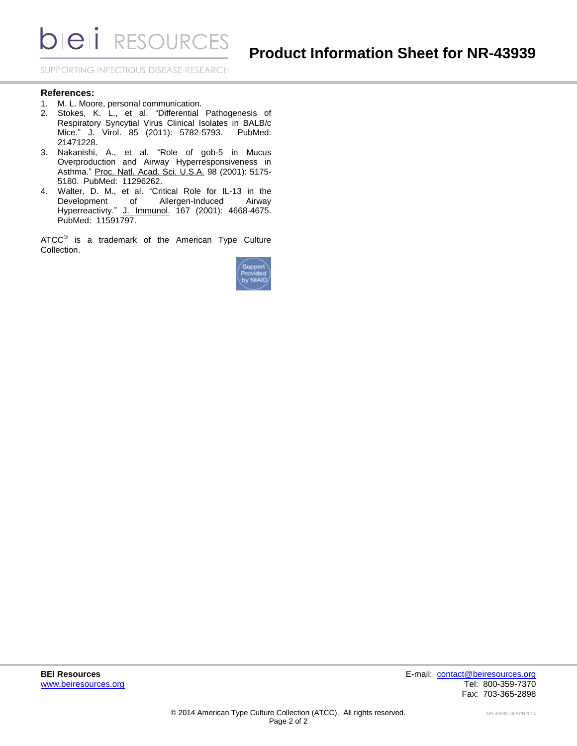### References:

1. M. L. Moore, personal communication.
2. Stokes, K. L., et al. "Differential Pathogenesis of Respiratory Syncytial Virus Clinical Isolates in BALB/c Mice." J. Virol. 85 (2011): 5782-5793. PubMed: 21471228.
3. Nakanishi, A., et al. "Role of gob-5 in Mucus Overproduction and Airway Hyperresponsiveness in Asthma." Proc. Natl. Acad. Sci. U.S.A. 98 (2001): 5175-5180. PubMed: 11296262.
4. Walter, D. M., et al. "Critical Role for IL-13 in the Development of Allergen-Induced Airway Hyperreactivty." J. Immunol. 167 (2001): 4668-4675. PubMed: 11591797.

ATCC® is a trademark of the American Type Culture Collection.

Support Provided by NIAID

**BEI Resources**
www.beiresources.org

E-mail: contact@beiresources.org
Tel: 800-359-7370
Fax: 703-365-2898

© 2014 American Type Culture Collection (ATCC). All rights reserved.

NR-43939_02APR2014